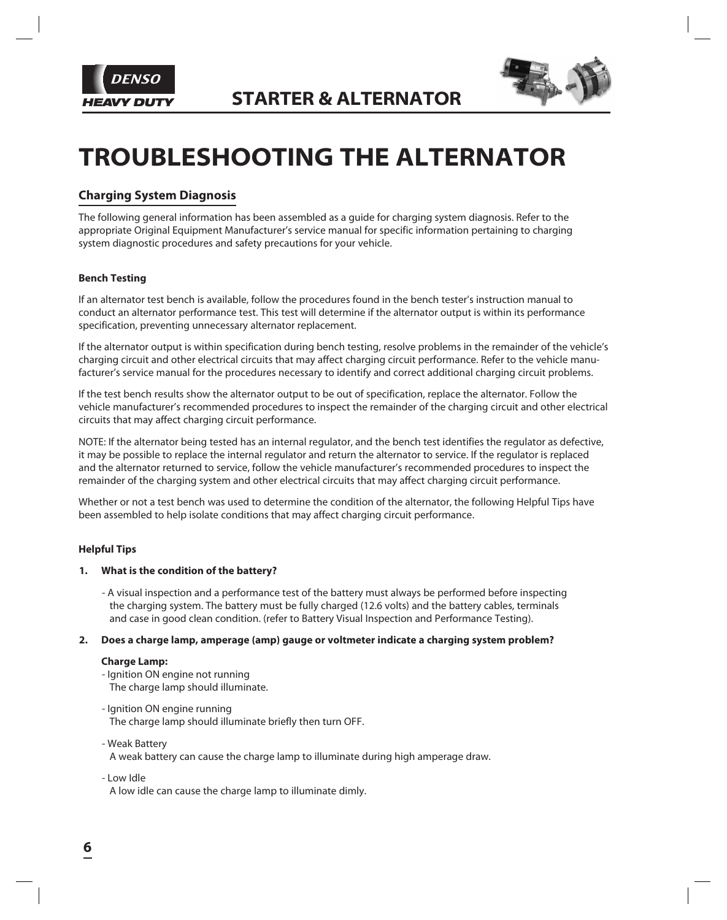# TROUBLESHOOTING THE ALTERNATOR

## Charging System Diagnosis

The following general information has been assembled as a guide for charging system diagnosis. Refer to the appropriate Original Equipment Manufacturer's service manual for specific information pertaining to charging system diagnostic procedures and safety precautions for your vehicle.

### Bench Testing

If an alternator test bench is available, follow the procedures found in the bench tester's instruction manual to conduct an alternator performance test. This test will determine if the alternator output is within its performance specification, preventing unnecessary alternator replacement.

If the alternator output is within specification during bench testing, resolve problems in the remainder of the vehicle's charging circuit and other electrical circuits that may affect charging circuit performance. Refer to the vehicle manufacturer's service manual for the procedures necessary to identify and correct additional charging circuit problems.

If the test bench results show the alternator output to be out of specification, replace the alternator. Follow the vehicle manufacturer's recommended procedures to inspect the remainder of the charging circuit and other electrical circuits that may affect charging circuit performance.

NOTE: If the alternator being tested has an internal regulator, and the bench test identifies the regulator as defective, it may be possible to replace the internal regulator and return the alternator to service. If the regulator is replaced and the alternator returned to service, follow the vehicle manufacturer's recommended procedures to inspect the remainder of the charging system and other electrical circuits that may affect charging circuit performance.

Whether or not a test bench was used to determine the condition of the alternator, the following Helpful Tips have been assembled to help isolate conditions that may affect charging circuit performance.

### Helpful Tips

**1. What is the condition of the battery?**

- A visual inspection and a performance test of the battery must always be performed before inspecting the charging system. The battery must be fully charged (12.6 volts) and the battery cables, terminals and case in good clean condition. (refer to Battery Visual Inspection and Performance Testing).

**2. Does a charge lamp, amperage (amp) gauge or voltmeter indicate a charging system problem?**

**Charge Lamp:**

- Ignition ON engine not running
  The charge lamp should illuminate.

- Ignition ON engine running
  The charge lamp should illuminate briefly then turn OFF.

- Weak Battery
  A weak battery can cause the charge lamp to illuminate during high amperage draw.

- Low Idle
  A low idle can cause the charge lamp to illuminate dimly.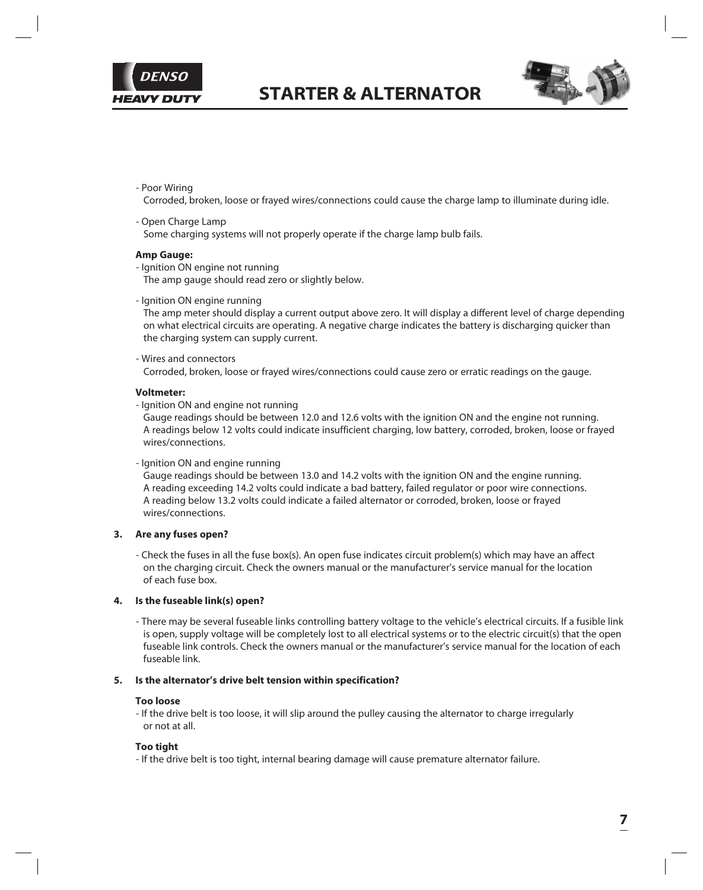- Poor Wiring
  Corroded, broken, loose or frayed wires/connections could cause the charge lamp to illuminate during idle.

- Open Charge Lamp
  Some charging systems will not properly operate if the charge lamp bulb fails.

**Amp Gauge:**

- Ignition ON engine not running
  The amp gauge should read zero or slightly below.

- Ignition ON engine running
  The amp meter should display a current output above zero. It will display a different level of charge depending on what electrical circuits are operating. A negative charge indicates the battery is discharging quicker than the charging system can supply current.

- Wires and connectors
  Corroded, broken, loose or frayed wires/connections could cause zero or erratic readings on the gauge.

**Voltmeter:**

- Ignition ON and engine not running
  Gauge readings should be between 12.0 and 12.6 volts with the ignition ON and the engine not running. A readings below 12 volts could indicate insufficient charging, low battery, corroded, broken, loose or frayed wires/connections.

- Ignition ON and engine running
  Gauge readings should be between 13.0 and 14.2 volts with the ignition ON and the engine running. A reading exceeding 14.2 volts could indicate a bad battery, failed regulator or poor wire connections. A reading below 13.2 volts could indicate a failed alternator or corroded, broken, loose or frayed wires/connections.

**3. Are any fuses open?**

- Check the fuses in all the fuse box(s). An open fuse indicates circuit problem(s) which may have an affect on the charging circuit. Check the owners manual or the manufacturer's service manual for the location of each fuse box.

**4. Is the fuseable link(s) open?**

- There may be several fuseable links controlling battery voltage to the vehicle's electrical circuits. If a fusible link is open, supply voltage will be completely lost to all electrical systems or to the electric circuit(s) that the open fuseable link controls. Check the owners manual or the manufacturer's service manual for the location of each fuseable link.

**5. Is the alternator's drive belt tension within specification?**

**Too loose**

- If the drive belt is too loose, it will slip around the pulley causing the alternator to charge irregularly or not at all.

**Too tight**

- If the drive belt is too tight, internal bearing damage will cause premature alternator failure.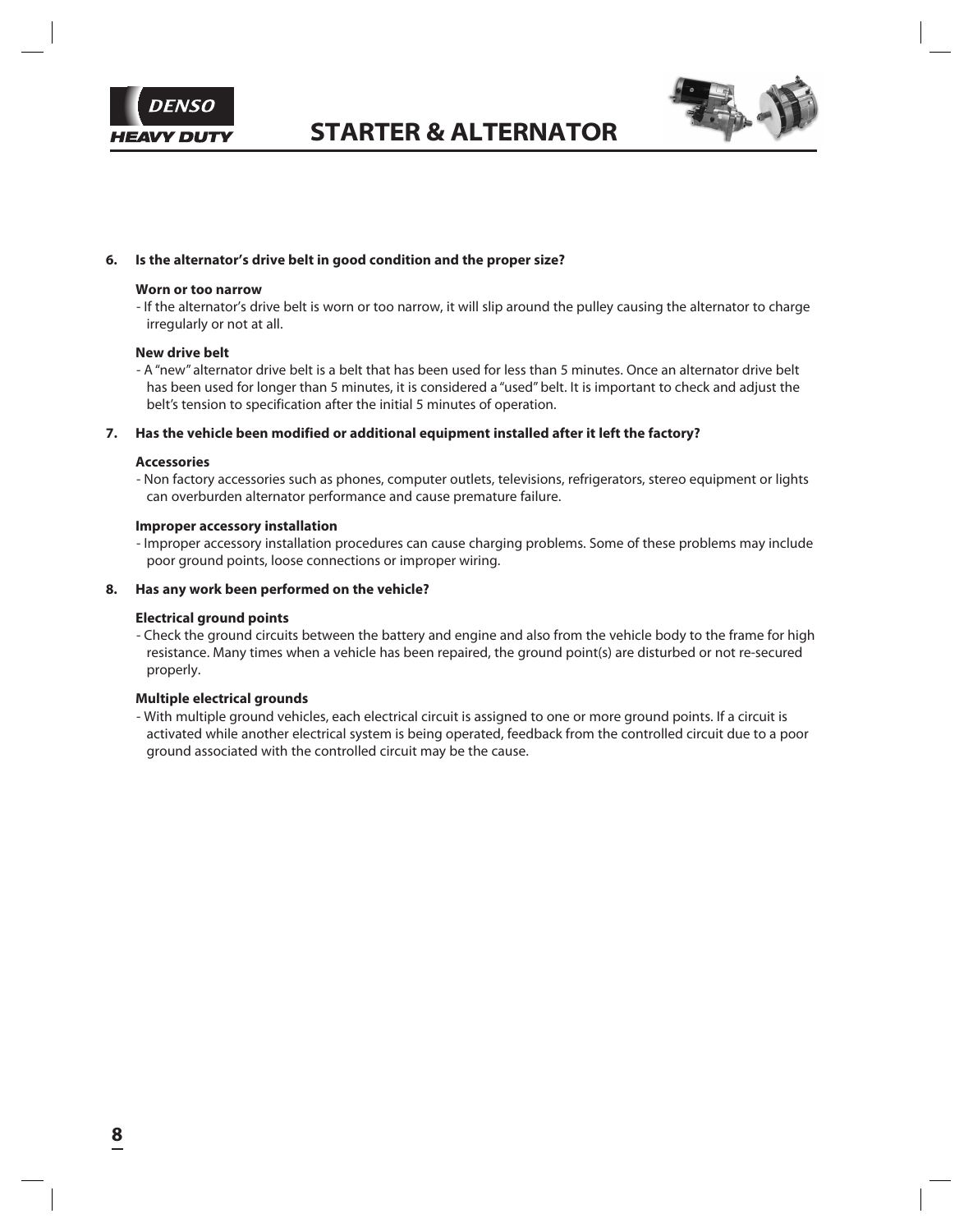6. **Is the alternator's drive belt in good condition and the proper size?**

   **Worn or too narrow**

   - If the alternator's drive belt is worn or too narrow, it will slip around the pulley causing the alternator to charge irregularly or not at all.

   **New drive belt**

   - A "new" alternator drive belt is a belt that has been used for less than 5 minutes. Once an alternator drive belt has been used for longer than 5 minutes, it is considered a "used" belt. It is important to check and adjust the belt's tension to specification after the initial 5 minutes of operation.

7. **Has the vehicle been modified or additional equipment installed after it left the factory?**

   **Accessories**

   - Non factory accessories such as phones, computer outlets, televisions, refrigerators, stereo equipment or lights can overburden alternator performance and cause premature failure.

   **Improper accessory installation**

   - Improper accessory installation procedures can cause charging problems. Some of these problems may include poor ground points, loose connections or improper wiring.

8. **Has any work been performed on the vehicle?**

   **Electrical ground points**

   - Check the ground circuits between the battery and engine and also from the vehicle body to the frame for high resistance. Many times when a vehicle has been repaired, the ground point(s) are disturbed or not re-secured properly.

   **Multiple electrical grounds**

   - With multiple ground vehicles, each electrical circuit is assigned to one or more ground points. If a circuit is activated while another electrical system is being operated, feedback from the controlled circuit due to a poor ground associated with the controlled circuit may be the cause.